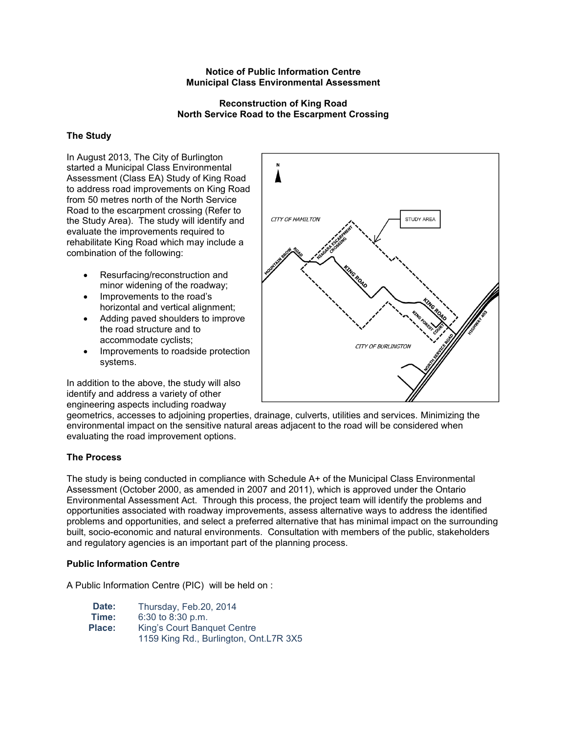**Notice of Public Information Centre**
**Municipal Class Environmental Assessment**

**Reconstruction of King Road**
**North Service Road to the Escarpment Crossing**

## The Study

In August 2013, The City of Burlington started a Municipal Class Environmental Assessment (Class EA) Study of King Road to address road improvements on King Road from 50 metres north of the North Service Road to the escarpment crossing (Refer to the Study Area). The study will identify and evaluate the improvements required to rehabilitate King Road which may include a combination of the following:

- Resurfacing/reconstruction and minor widening of the roadway;
- Improvements to the road's horizontal and vertical alignment;
- Adding paved shoulders to improve the road structure and to accommodate cyclists;
- Improvements to roadside protection systems.

In addition to the above, the study will also identify and address a variety of other engineering aspects including roadway geometrics, accesses to adjoining properties, drainage, culverts, utilities and services. Minimizing the environmental impact on the sensitive natural areas adjacent to the road will be considered when evaluating the road improvement options.

## The Process

The study is being conducted in compliance with Schedule A+ of the Municipal Class Environmental Assessment (October 2000, as amended in 2007 and 2011), which is approved under the Ontario Environmental Assessment Act. Through this process, the project team will identify the problems and opportunities associated with roadway improvements, assess alternative ways to address the identified problems and opportunities, and select a preferred alternative that has minimal impact on the surrounding built, socio-economic and natural environments. Consultation with members of the public, stakeholders and regulatory agencies is an important part of the planning process.

## Public Information Centre

A Public Information Centre (PIC) will be held on :

**Date:** Thursday, Feb.20, 2014
**Time:** 6:30 to 8:30 p.m.
**Place:** King's Court Banquet Centre
1159 King Rd., Burlington, Ont.L7R 3X5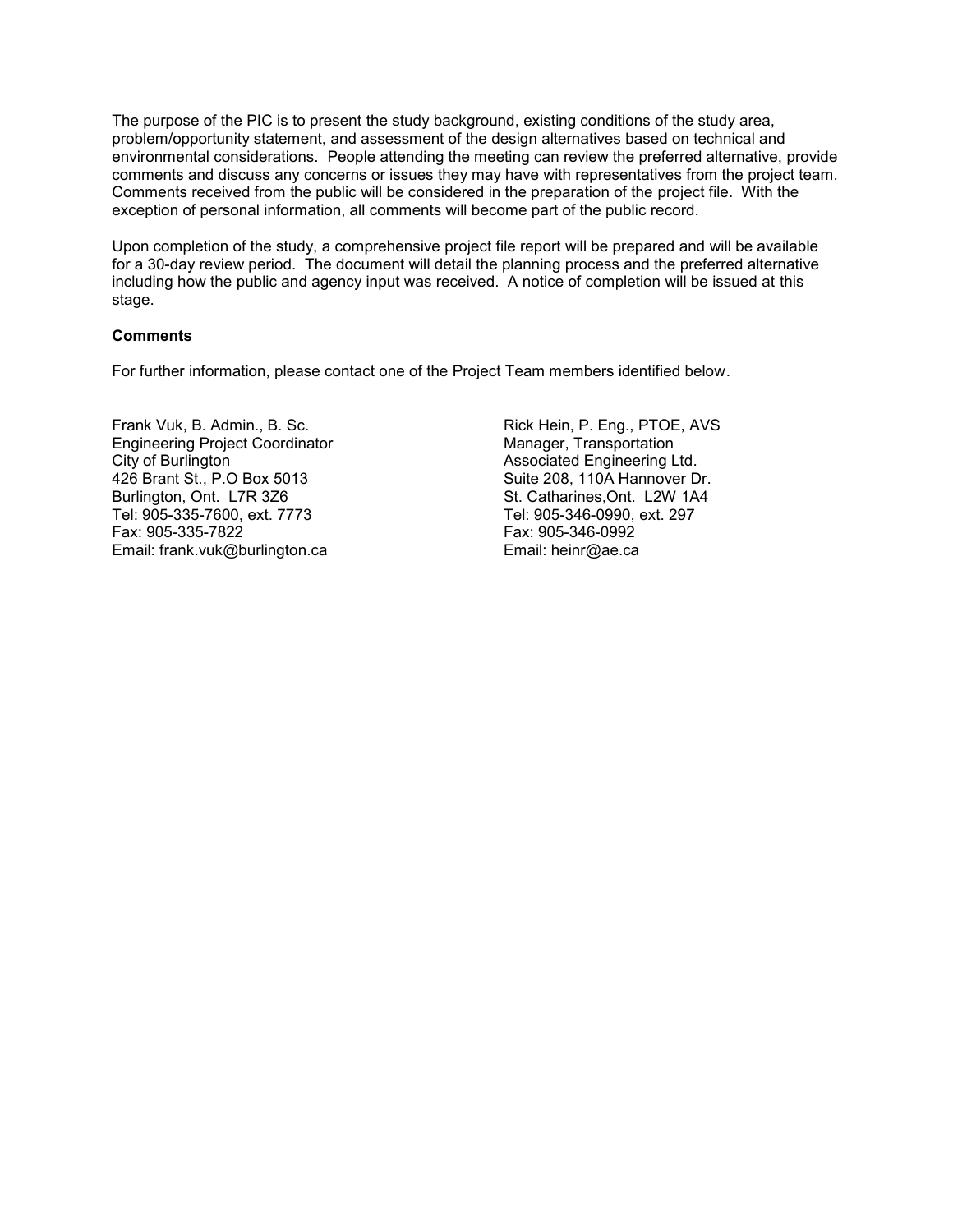The purpose of the PIC is to present the study background, existing conditions of the study area, problem/opportunity statement, and assessment of the design alternatives based on technical and environmental considerations. People attending the meeting can review the preferred alternative, provide comments and discuss any concerns or issues they may have with representatives from the project team. Comments received from the public will be considered in the preparation of the project file. With the exception of personal information, all comments will become part of the public record.

Upon completion of the study, a comprehensive project file report will be prepared and will be available for a 30-day review period. The document will detail the planning process and the preferred alternative including how the public and agency input was received. A notice of completion will be issued at this stage.

**Comments**

For further information, please contact one of the Project Team members identified below.

Frank Vuk, B. Admin., B. Sc.
Engineering Project Coordinator
City of Burlington
426 Brant St., P.O Box 5013
Burlington, Ont. L7R 3Z6
Tel: 905-335-7600, ext. 7773
Fax: 905-335-7822
Email: frank.vuk@burlington.ca

Rick Hein, P. Eng., PTOE, AVS
Manager, Transportation
Associated Engineering Ltd.
Suite 208, 110A Hannover Dr.
St. Catharines,Ont. L2W 1A4
Tel: 905-346-0990, ext. 297
Fax: 905-346-0992
Email: heinr@ae.ca